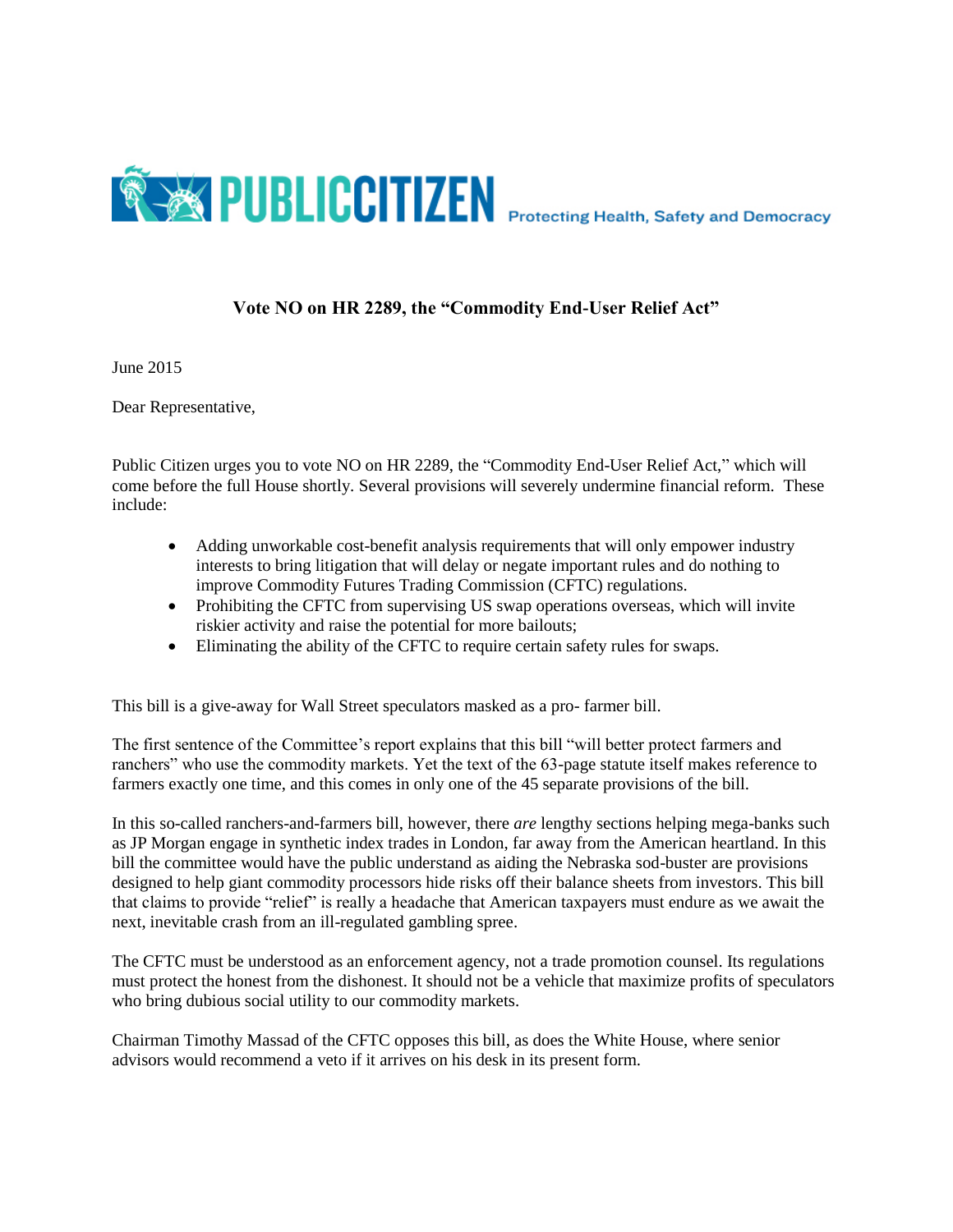PUBLIC CITIZEN Protecting Health, Safety and Democracy

## Vote NO on HR 2289, the "Commodity End-User Relief Act"

June 2015

Dear Representative,

Public Citizen urges you to vote NO on HR 2289, the "Commodity End-User Relief Act," which will come before the full House shortly. Several provisions will severely undermine financial reform. These include:

- Adding unworkable cost-benefit analysis requirements that will only empower industry interests to bring litigation that will delay or negate important rules and do nothing to improve Commodity Futures Trading Commission (CFTC) regulations.
- Prohibiting the CFTC from supervising US swap operations overseas, which will invite riskier activity and raise the potential for more bailouts;
- Eliminating the ability of the CFTC to require certain safety rules for swaps.

This bill is a give-away for Wall Street speculators masked as a pro- farmer bill.

The first sentence of the Committee's report explains that this bill "will better protect farmers and ranchers" who use the commodity markets. Yet the text of the 63-page statute itself makes reference to farmers exactly one time, and this comes in only one of the 45 separate provisions of the bill.

In this so-called ranchers-and-farmers bill, however, there *are* lengthy sections helping mega-banks such as JP Morgan engage in synthetic index trades in London, far away from the American heartland. In this bill the committee would have the public understand as aiding the Nebraska sod-buster are provisions designed to help giant commodity processors hide risks off their balance sheets from investors. This bill that claims to provide "relief" is really a headache that American taxpayers must endure as we await the next, inevitable crash from an ill-regulated gambling spree.

The CFTC must be understood as an enforcement agency, not a trade promotion counsel. Its regulations must protect the honest from the dishonest. It should not be a vehicle that maximize profits of speculators who bring dubious social utility to our commodity markets.

Chairman Timothy Massad of the CFTC opposes this bill, as does the White House, where senior advisors would recommend a veto if it arrives on his desk in its present form.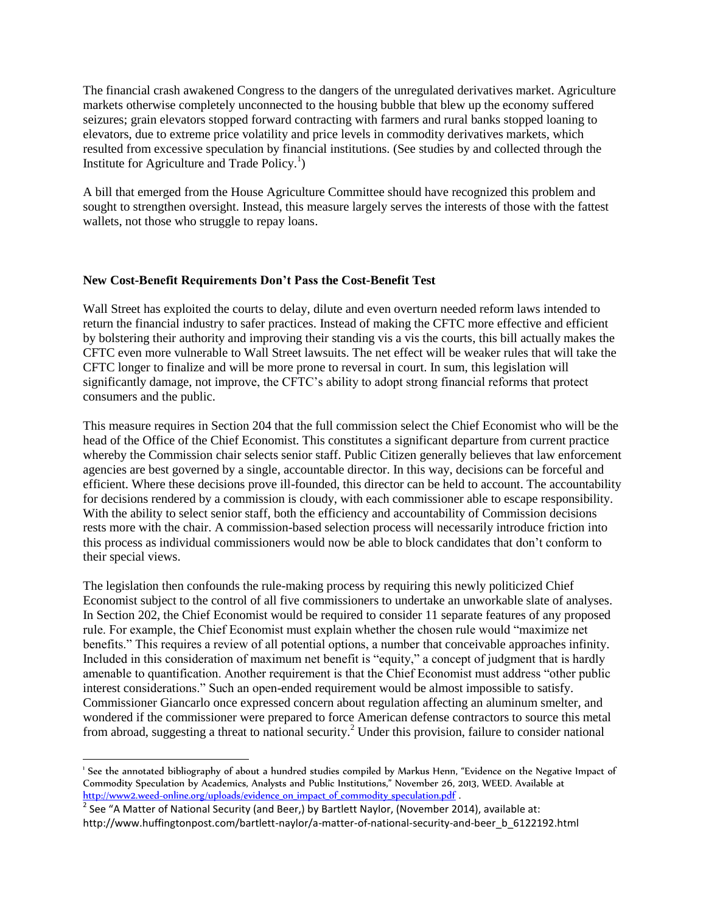The financial crash awakened Congress to the dangers of the unregulated derivatives market. Agriculture markets otherwise completely unconnected to the housing bubble that blew up the economy suffered seizures; grain elevators stopped forward contracting with farmers and rural banks stopped loaning to elevators, due to extreme price volatility and price levels in commodity derivatives markets, which resulted from excessive speculation by financial institutions. (See studies by and collected through the Institute for Agriculture and Trade Policy.[1])

A bill that emerged from the House Agriculture Committee should have recognized this problem and sought to strengthen oversight. Instead, this measure largely serves the interests of those with the fattest wallets, not those who struggle to repay loans.

**New Cost-Benefit Requirements Don't Pass the Cost-Benefit Test**

Wall Street has exploited the courts to delay, dilute and even overturn needed reform laws intended to return the financial industry to safer practices. Instead of making the CFTC more effective and efficient by bolstering their authority and improving their standing vis a vis the courts, this bill actually makes the CFTC even more vulnerable to Wall Street lawsuits. The net effect will be weaker rules that will take the CFTC longer to finalize and will be more prone to reversal in court. In sum, this legislation will significantly damage, not improve, the CFTC's ability to adopt strong financial reforms that protect consumers and the public.

This measure requires in Section 204 that the full commission select the Chief Economist who will be the head of the Office of the Chief Economist. This constitutes a significant departure from current practice whereby the Commission chair selects senior staff. Public Citizen generally believes that law enforcement agencies are best governed by a single, accountable director. In this way, decisions can be forceful and efficient. Where these decisions prove ill-founded, this director can be held to account. The accountability for decisions rendered by a commission is cloudy, with each commissioner able to escape responsibility. With the ability to select senior staff, both the efficiency and accountability of Commission decisions rests more with the chair. A commission-based selection process will necessarily introduce friction into this process as individual commissioners would now be able to block candidates that don't conform to their special views.

The legislation then confounds the rule-making process by requiring this newly politicized Chief Economist subject to the control of all five commissioners to undertake an unworkable slate of analyses. In Section 202, the Chief Economist would be required to consider 11 separate features of any proposed rule. For example, the Chief Economist must explain whether the chosen rule would "maximize net benefits." This requires a review of all potential options, a number that conceivable approaches infinity. Included in this consideration of maximum net benefit is "equity," a concept of judgment that is hardly amenable to quantification. Another requirement is that the Chief Economist must address "other public interest considerations." Such an open-ended requirement would be almost impossible to satisfy. Commissioner Giancarlo once expressed concern about regulation affecting an aluminum smelter, and wondered if the commissioner were prepared to force American defense contractors to source this metal from abroad, suggesting a threat to national security.[2] Under this provision, failure to consider national

---

[1] See the annotated bibliography of about a hundred studies compiled by Markus Henn, "Evidence on the Negative Impact of Commodity Speculation by Academics, Analysts and Public Institutions," November 26, 2013, WEED. Available at http://www2.weed-online.org/uploads/evidence_on_impact_of_commodity_speculation.pdf .

[2] See "A Matter of National Security (and Beer,) by Bartlett Naylor, (November 2014), available at: http://www.huffingtonpost.com/bartlett-naylor/a-matter-of-national-security-and-beer_b_6122192.html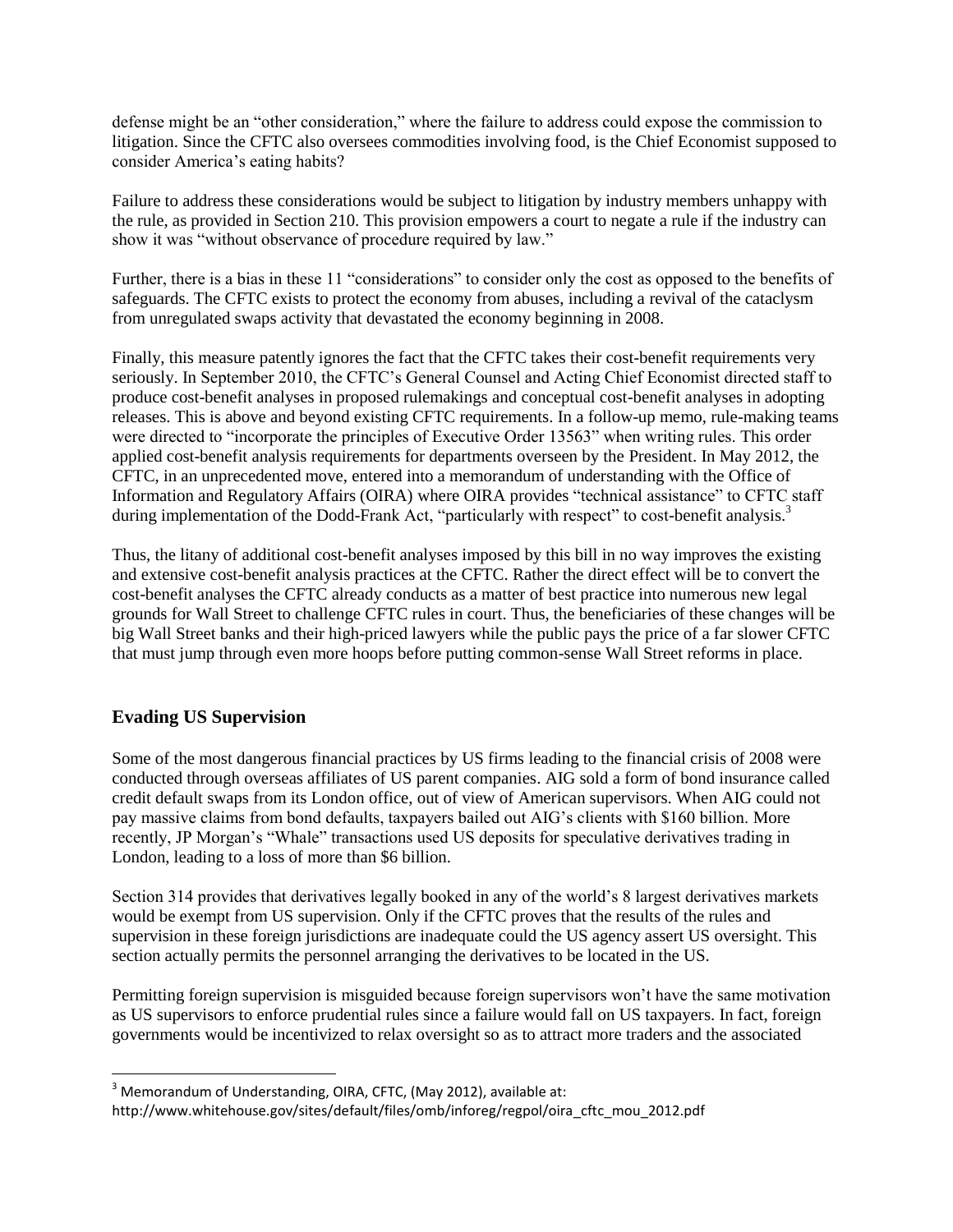defense might be an "other consideration," where the failure to address could expose the commission to litigation. Since the CFTC also oversees commodities involving food, is the Chief Economist supposed to consider America's eating habits?

Failure to address these considerations would be subject to litigation by industry members unhappy with the rule, as provided in Section 210. This provision empowers a court to negate a rule if the industry can show it was "without observance of procedure required by law."

Further, there is a bias in these 11 "considerations" to consider only the cost as opposed to the benefits of safeguards. The CFTC exists to protect the economy from abuses, including a revival of the cataclysm from unregulated swaps activity that devastated the economy beginning in 2008.

Finally, this measure patently ignores the fact that the CFTC takes their cost-benefit requirements very seriously. In September 2010, the CFTC's General Counsel and Acting Chief Economist directed staff to produce cost-benefit analyses in proposed rulemakings and conceptual cost-benefit analyses in adopting releases. This is above and beyond existing CFTC requirements. In a follow-up memo, rule-making teams were directed to "incorporate the principles of Executive Order 13563" when writing rules. This order applied cost-benefit analysis requirements for departments overseen by the President. In May 2012, the CFTC, in an unprecedented move, entered into a memorandum of understanding with the Office of Information and Regulatory Affairs (OIRA) where OIRA provides "technical assistance" to CFTC staff during implementation of the Dodd-Frank Act, "particularly with respect" to cost-benefit analysis.[3]

Thus, the litany of additional cost-benefit analyses imposed by this bill in no way improves the existing and extensive cost-benefit analysis practices at the CFTC. Rather the direct effect will be to convert the cost-benefit analyses the CFTC already conducts as a matter of best practice into numerous new legal grounds for Wall Street to challenge CFTC rules in court. Thus, the beneficiaries of these changes will be big Wall Street banks and their high-priced lawyers while the public pays the price of a far slower CFTC that must jump through even more hoops before putting common-sense Wall Street reforms in place.

## Evading US Supervision

Some of the most dangerous financial practices by US firms leading to the financial crisis of 2008 were conducted through overseas affiliates of US parent companies. AIG sold a form of bond insurance called credit default swaps from its London office, out of view of American supervisors. When AIG could not pay massive claims from bond defaults, taxpayers bailed out AIG's clients with $160 billion. More recently, JP Morgan's "Whale" transactions used US deposits for speculative derivatives trading in London, leading to a loss of more than $6 billion.

Section 314 provides that derivatives legally booked in any of the world's 8 largest derivatives markets would be exempt from US supervision. Only if the CFTC proves that the results of the rules and supervision in these foreign jurisdictions are inadequate could the US agency assert US oversight. This section actually permits the personnel arranging the derivatives to be located in the US.

Permitting foreign supervision is misguided because foreign supervisors won't have the same motivation as US supervisors to enforce prudential rules since a failure would fall on US taxpayers. In fact, foreign governments would be incentivized to relax oversight so as to attract more traders and the associated

---

[3] Memorandum of Understanding, OIRA, CFTC, (May 2012), available at: http://www.whitehouse.gov/sites/default/files/omb/inforeg/regpol/oira_cftc_mou_2012.pdf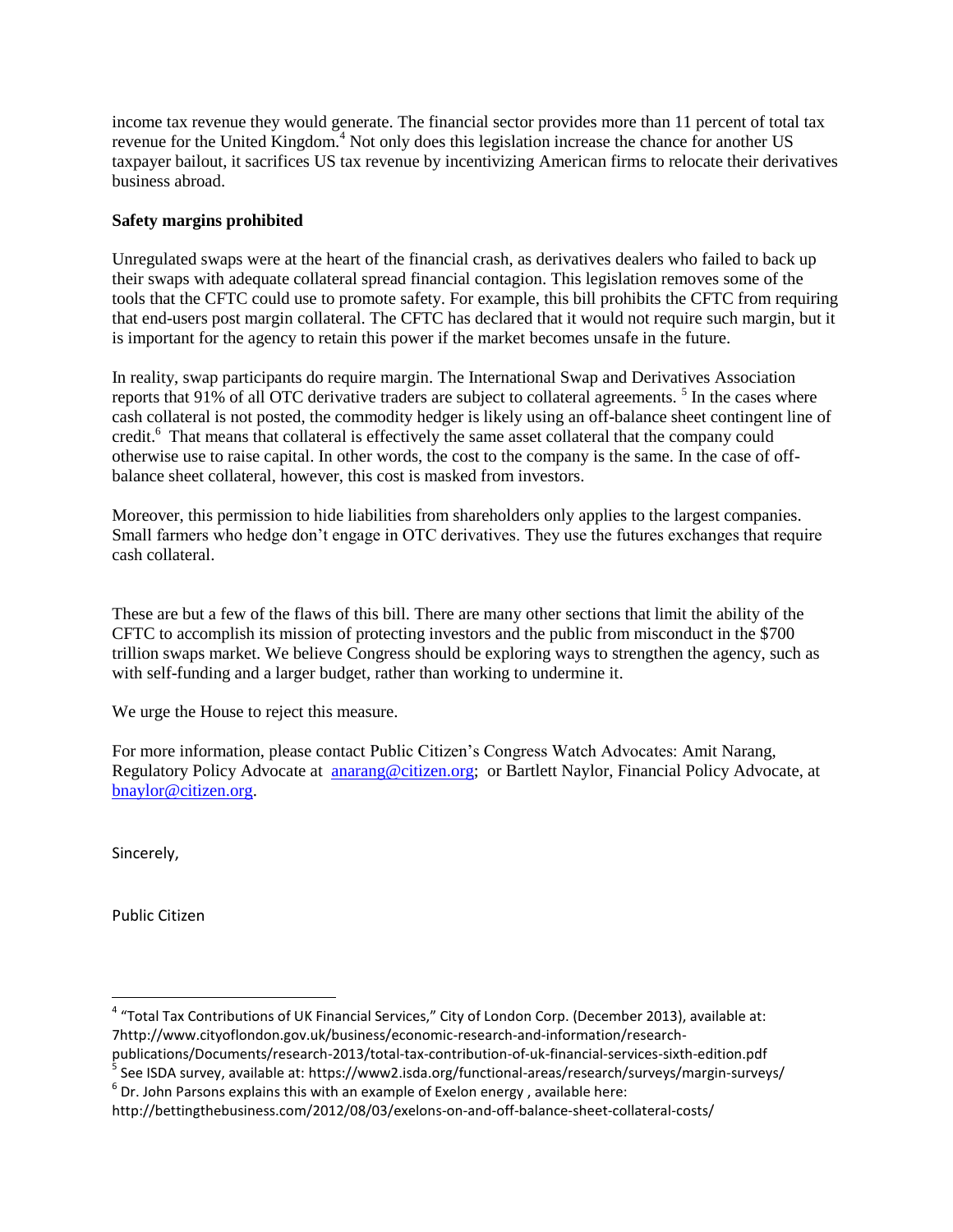income tax revenue they would generate. The financial sector provides more than 11 percent of total tax revenue for the United Kingdom.[4] Not only does this legislation increase the chance for another US taxpayer bailout, it sacrifices US tax revenue by incentivizing American firms to relocate their derivatives business abroad.

**Safety margins prohibited**

Unregulated swaps were at the heart of the financial crash, as derivatives dealers who failed to back up their swaps with adequate collateral spread financial contagion. This legislation removes some of the tools that the CFTC could use to promote safety. For example, this bill prohibits the CFTC from requiring that end-users post margin collateral. The CFTC has declared that it would not require such margin, but it is important for the agency to retain this power if the market becomes unsafe in the future.

In reality, swap participants do require margin. The International Swap and Derivatives Association reports that 91% of all OTC derivative traders are subject to collateral agreements. [5] In the cases where cash collateral is not posted, the commodity hedger is likely using an off-balance sheet contingent line of credit.[6] That means that collateral is effectively the same asset collateral that the company could otherwise use to raise capital. In other words, the cost to the company is the same. In the case of off-balance sheet collateral, however, this cost is masked from investors.

Moreover, this permission to hide liabilities from shareholders only applies to the largest companies. Small farmers who hedge don't engage in OTC derivatives. They use the futures exchanges that require cash collateral.

These are but a few of the flaws of this bill. There are many other sections that limit the ability of the CFTC to accomplish its mission of protecting investors and the public from misconduct in the $700 trillion swaps market. We believe Congress should be exploring ways to strengthen the agency, such as with self-funding and a larger budget, rather than working to undermine it.

We urge the House to reject this measure.

For more information, please contact Public Citizen's Congress Watch Advocates: Amit Narang, Regulatory Policy Advocate at anarang@citizen.org; or Bartlett Naylor, Financial Policy Advocate, at bnaylor@citizen.org.

Sincerely,

Public Citizen

---

[4] "Total Tax Contributions of UK Financial Services," City of London Corp. (December 2013), available at: 7http://www.cityoflondon.gov.uk/business/economic-research-and-information/research-publications/Documents/research-2013/total-tax-contribution-of-uk-financial-services-sixth-edition.pdf

[5] See ISDA survey, available at: https://www2.isda.org/functional-areas/research/surveys/margin-surveys/

[6] Dr. John Parsons explains this with an example of Exelon energy , available here: http://bettingthebusiness.com/2012/08/03/exelons-on-and-off-balance-sheet-collateral-costs/